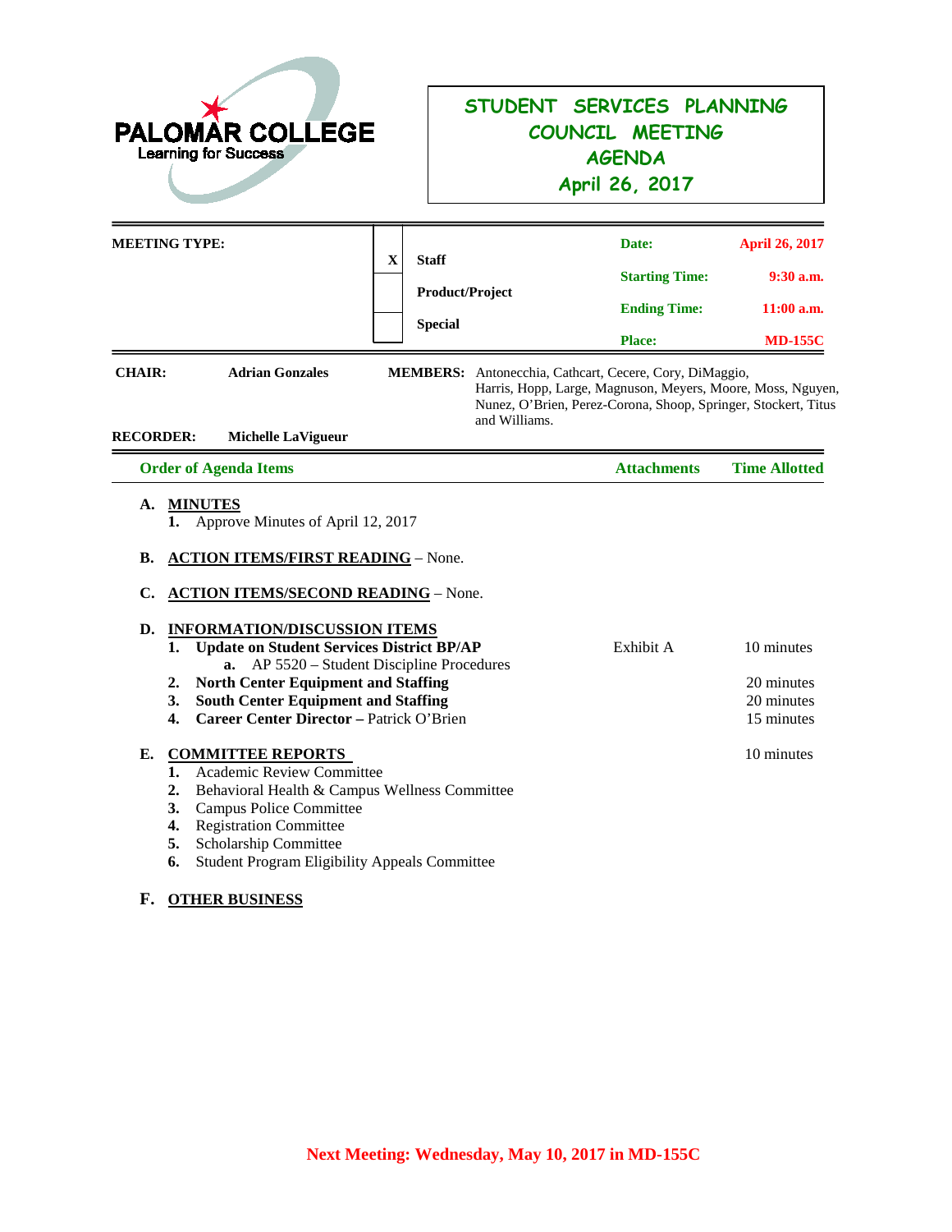PALOMAR COLLEGE
Learning for Success

# STUDENT SERVICES PLANNING COUNCIL MEETING AGENDA
## April 26, 2017

| MEETING TYPE: | | | | |
|---|---|---|---|---|
| | X | Staff | Date: | April 26, 2017 |
| | | Product/Project | Starting Time: | 9:30 a.m. |
| | | Special | Ending Time: | 11:00 a.m. |
| | | | Place: | MD-155C |

**CHAIR:** **Adrian Gonzales**

**MEMBERS:** Antonecchia, Cathcart, Cecere, Cory, DiMaggio, Harris, Hopp, Large, Magnuson, Meyers, Moore, Moss, Nguyen, Nunez, O'Brien, Perez-Corona, Shoop, Springer, Stockert, Titus and Williams.

**RECORDER:** **Michelle LaVigueur**

| Order of Agenda Items | Attachments | Time Allotted |
|---|---|---|
| **A. MINUTES** | | |
| **1.** Approve Minutes of April 12, 2017 | | |
| **B. ACTION ITEMS/FIRST READING** – None. | | |
| **C. ACTION ITEMS/SECOND READING** – None. | | |
| **D. INFORMATION/DISCUSSION ITEMS** | | |
| **1. Update on Student Services District BP/AP** | Exhibit A | 10 minutes |
| **a.** AP 5520 – Student Discipline Procedures | | |
| **2. North Center Equipment and Staffing** | | 20 minutes |
| **3. South Center Equipment and Staffing** | | 20 minutes |
| **4. Career Center Director –** Patrick O'Brien | | 15 minutes |
| **E. COMMITTEE REPORTS** | | 10 minutes |
| **1.** Academic Review Committee | | |
| **2.** Behavioral Health & Campus Wellness Committee | | |
| **3.** Campus Police Committee | | |
| **4.** Registration Committee | | |
| **5.** Scholarship Committee | | |
| **6.** Student Program Eligibility Appeals Committee | | |
| **F. OTHER BUSINESS** | | |

**Next Meeting: Wednesday, May 10, 2017 in MD-155C**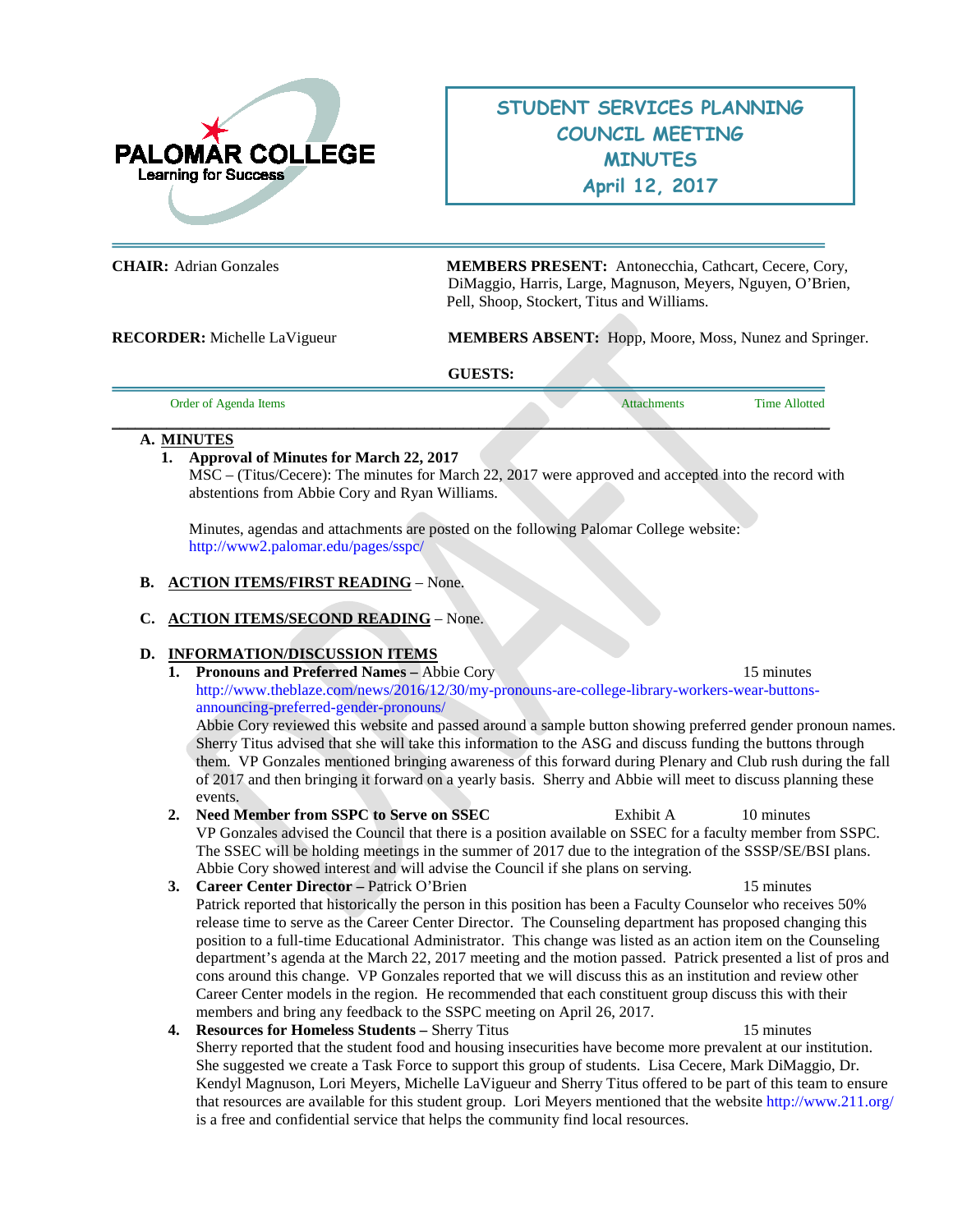# STUDENT SERVICES PLANNING COUNCIL MEETING MINUTES
## April 12, 2017

**CHAIR:** Adrian Gonzales

**MEMBERS PRESENT:** Antonecchia, Cathcart, Cecere, Cory, DiMaggio, Harris, Large, Magnuson, Meyers, Nguyen, O'Brien, Pell, Shoop, Stockert, Titus and Williams.

**RECORDER:** Michelle LaVigueur

**MEMBERS ABSENT:** Hopp, Moore, Moss, Nunez and Springer.

**GUESTS:**

| Order of Agenda Items | Attachments | Time Allotted |
|---|---|---|

**A. MINUTES**

1. **Approval of Minutes for March 22, 2017**
   MSC – (Titus/Cecere): The minutes for March 22, 2017 were approved and accepted into the record with abstentions from Abbie Cory and Ryan Williams.

   Minutes, agendas and attachments are posted on the following Palomar College website: http://www2.palomar.edu/pages/sspc/

**B. ACTION ITEMS/FIRST READING** – None.

**C. ACTION ITEMS/SECOND READING** – None.

**D. INFORMATION/DISCUSSION ITEMS**

1. **Pronouns and Preferred Names –** Abbie Cory — 15 minutes
   http://www.theblaze.com/news/2016/12/30/my-pronouns-are-college-library-workers-wear-buttons-announcing-preferred-gender-pronouns/
   Abbie Cory reviewed this website and passed around a sample button showing preferred gender pronoun names. Sherry Titus advised that she will take this information to the ASG and discuss funding the buttons through them. VP Gonzales mentioned bringing awareness of this forward during Plenary and Club rush during the fall of 2017 and then bringing it forward on a yearly basis. Sherry and Abbie will meet to discuss planning these events.
2. **Need Member from SSPC to Serve on SSEC** — Exhibit A — 10 minutes
   VP Gonzales advised the Council that there is a position available on SSEC for a faculty member from SSPC. The SSEC will be holding meetings in the summer of 2017 due to the integration of the SSSP/SE/BSI plans. Abbie Cory showed interest and will advise the Council if she plans on serving.
3. **Career Center Director –** Patrick O'Brien — 15 minutes
   Patrick reported that historically the person in this position has been a Faculty Counselor who receives 50% release time to serve as the Career Center Director. The Counseling department has proposed changing this position to a full-time Educational Administrator. This change was listed as an action item on the Counseling department's agenda at the March 22, 2017 meeting and the motion passed. Patrick presented a list of pros and cons around this change. VP Gonzales reported that we will discuss this as an institution and review other Career Center models in the region. He recommended that each constituent group discuss this with their members and bring any feedback to the SSPC meeting on April 26, 2017.
4. **Resources for Homeless Students –** Sherry Titus — 15 minutes
   Sherry reported that the student food and housing insecurities have become more prevalent at our institution. She suggested we create a Task Force to support this group of students. Lisa Cecere, Mark DiMaggio, Dr. Kendyl Magnuson, Lori Meyers, Michelle LaVigueur and Sherry Titus offered to be part of this team to ensure that resources are available for this student group. Lori Meyers mentioned that the website http://www.211.org/ is a free and confidential service that helps the community find local resources.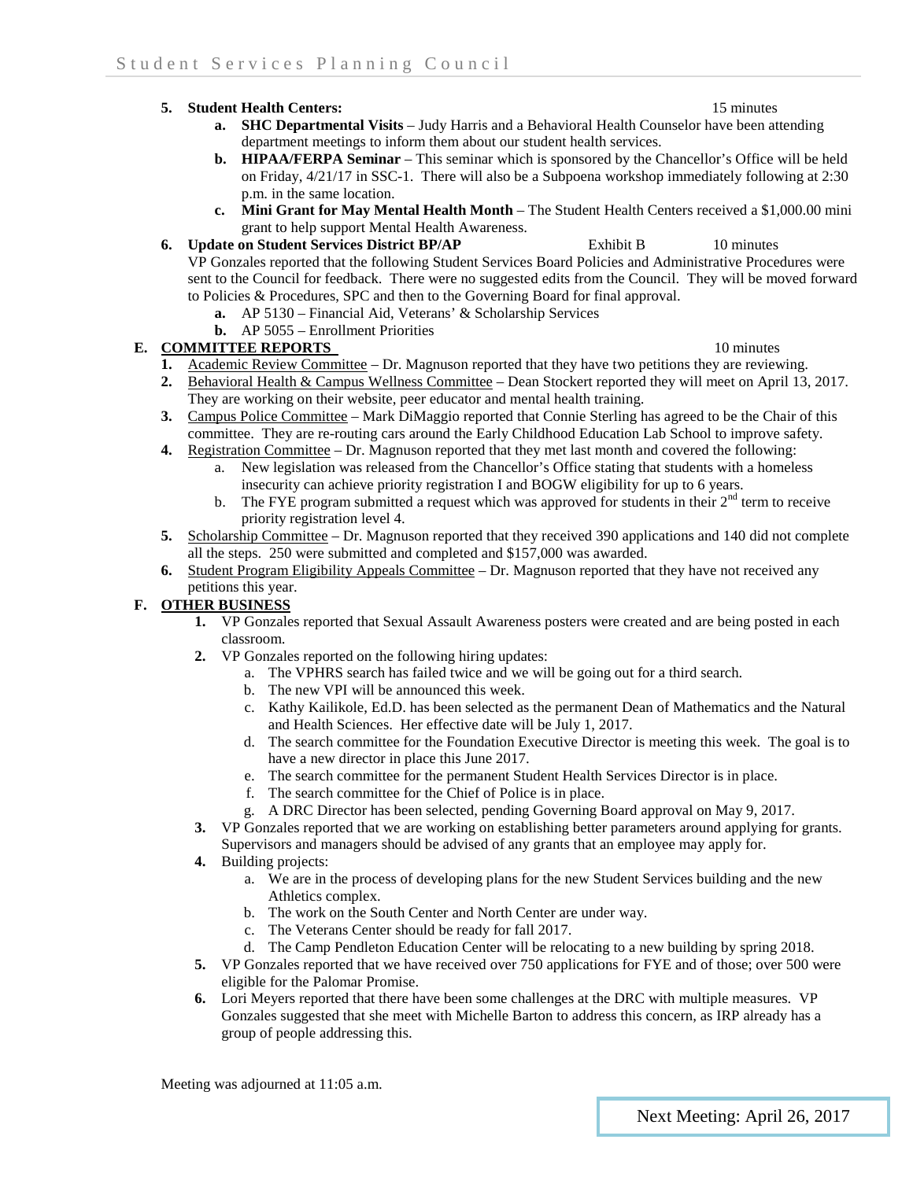5. **Student Health Centers:** 15 minutes
   a. **SHC Departmental Visits** – Judy Harris and a Behavioral Health Counselor have been attending department meetings to inform them about our student health services.
   b. **HIPAA/FERPA Seminar** – This seminar which is sponsored by the Chancellor's Office will be held on Friday, 4/21/17 in SSC-1. There will also be a Subpoena workshop immediately following at 2:30 p.m. in the same location.
   c. **Mini Grant for May Mental Health Month** – The Student Health Centers received a $1,000.00 mini grant to help support Mental Health Awareness.
6. **Update on Student Services District BP/AP** Exhibit B 10 minutes
   VP Gonzales reported that the following Student Services Board Policies and Administrative Procedures were sent to the Council for feedback. There were no suggested edits from the Council. They will be moved forward to Policies & Procedures, SPC and then to the Governing Board for final approval.
   a. AP 5130 – Financial Aid, Veterans' & Scholarship Services
   b. AP 5055 – Enrollment Priorities

**E. COMMITTEE REPORTS** 10 minutes

1. Academic Review Committee – Dr. Magnuson reported that they have two petitions they are reviewing.
2. Behavioral Health & Campus Wellness Committee – Dean Stockert reported they will meet on April 13, 2017. They are working on their website, peer educator and mental health training.
3. Campus Police Committee – Mark DiMaggio reported that Connie Sterling has agreed to be the Chair of this committee. They are re-routing cars around the Early Childhood Education Lab School to improve safety.
4. Registration Committee – Dr. Magnuson reported that they met last month and covered the following:
   a. New legislation was released from the Chancellor's Office stating that students with a homeless insecurity can achieve priority registration I and BOGW eligibility for up to 6 years.
   b. The FYE program submitted a request which was approved for students in their 2nd term to receive priority registration level 4.
5. Scholarship Committee – Dr. Magnuson reported that they received 390 applications and 140 did not complete all the steps. 250 were submitted and completed and $157,000 was awarded.
6. Student Program Eligibility Appeals Committee – Dr. Magnuson reported that they have not received any petitions this year.

**F. OTHER BUSINESS**

1. VP Gonzales reported that Sexual Assault Awareness posters were created and are being posted in each classroom.
2. VP Gonzales reported on the following hiring updates:
   a. The VPHRS search has failed twice and we will be going out for a third search.
   b. The new VPI will be announced this week.
   c. Kathy Kailikole, Ed.D. has been selected as the permanent Dean of Mathematics and the Natural and Health Sciences. Her effective date will be July 1, 2017.
   d. The search committee for the Foundation Executive Director is meeting this week. The goal is to have a new director in place this June 2017.
   e. The search committee for the permanent Student Health Services Director is in place.
   f. The search committee for the Chief of Police is in place.
   g. A DRC Director has been selected, pending Governing Board approval on May 9, 2017.
3. VP Gonzales reported that we are working on establishing better parameters around applying for grants. Supervisors and managers should be advised of any grants that an employee may apply for.
4. Building projects:
   a. We are in the process of developing plans for the new Student Services building and the new Athletics complex.
   b. The work on the South Center and North Center are under way.
   c. The Veterans Center should be ready for fall 2017.
   d. The Camp Pendleton Education Center will be relocating to a new building by spring 2018.
5. VP Gonzales reported that we have received over 750 applications for FYE and of those; over 500 were eligible for the Palomar Promise.
6. Lori Meyers reported that there have been some challenges at the DRC with multiple measures. VP Gonzales suggested that she meet with Michelle Barton to address this concern, as IRP already has a group of people addressing this.

Meeting was adjourned at 11:05 a.m.

Next Meeting: April 26, 2017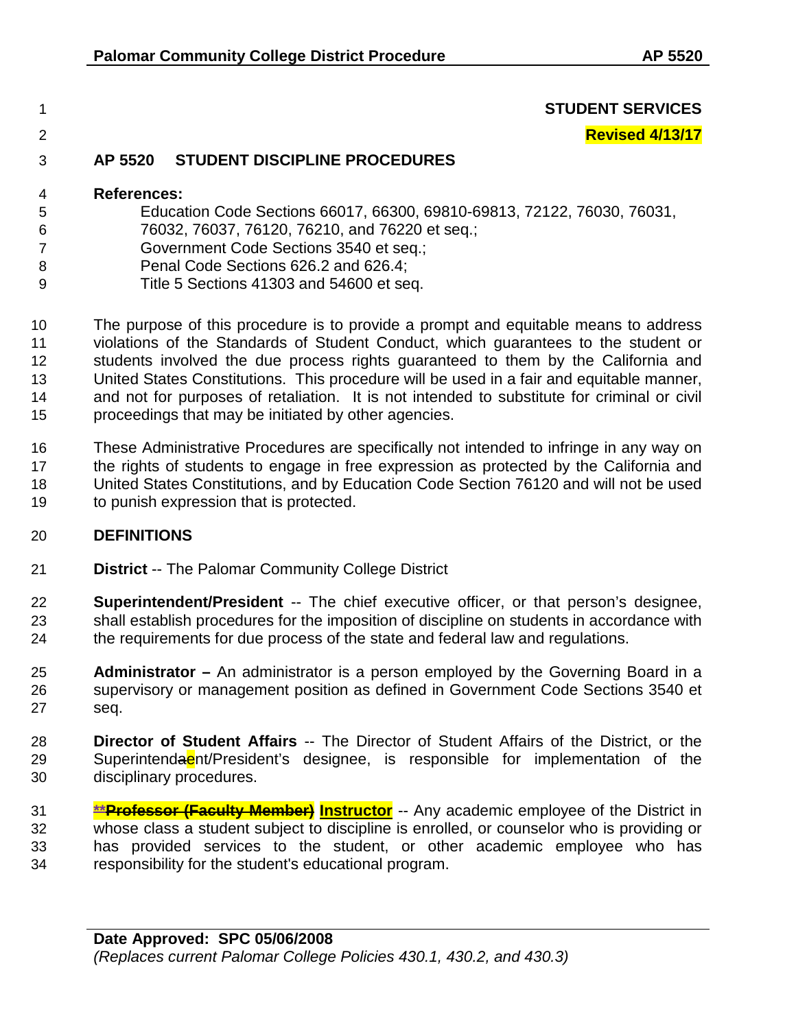**STUDENT SERVICES**

**Revised 4/13/17**

# AP 5520 STUDENT DISCIPLINE PROCEDURES

**References:**

Education Code Sections 66017, 66300, 69810-69813, 72122, 76030, 76031, 76032, 76037, 76120, 76210, and 76220 et seq.;
Government Code Sections 3540 et seq.;
Penal Code Sections 626.2 and 626.4;
Title 5 Sections 41303 and 54600 et seq.

The purpose of this procedure is to provide a prompt and equitable means to address violations of the Standards of Student Conduct, which guarantees to the student or students involved the due process rights guaranteed to them by the California and United States Constitutions. This procedure will be used in a fair and equitable manner, and not for purposes of retaliation. It is not intended to substitute for criminal or civil proceedings that may be initiated by other agencies.

These Administrative Procedures are specifically not intended to infringe in any way on the rights of students to engage in free expression as protected by the California and United States Constitutions, and by Education Code Section 76120 and will not be used to punish expression that is protected.

## DEFINITIONS

**District** -- The Palomar Community College District

**Superintendent/President** -- The chief executive officer, or that person's designee, shall establish procedures for the imposition of discipline on students in accordance with the requirements for due process of the state and federal law and regulations.

**Administrator –** An administrator is a person employed by the Governing Board in a supervisory or management position as defined in Government Code Sections 3540 et seq.

**Director of Student Affairs** -- The Director of Student Affairs of the District, or the Superintendaent/President's designee, is responsible for implementation of the disciplinary procedures.

**~~**Professor (Faculty Member)~~ Instructor** -- Any academic employee of the District in whose class a student subject to discipline is enrolled, or counselor who is providing or has provided services to the student, or other academic employee who has responsibility for the student's educational program.

**Date Approved: SPC 05/06/2008**
*(Replaces current Palomar College Policies 430.1, 430.2, and 430.3)*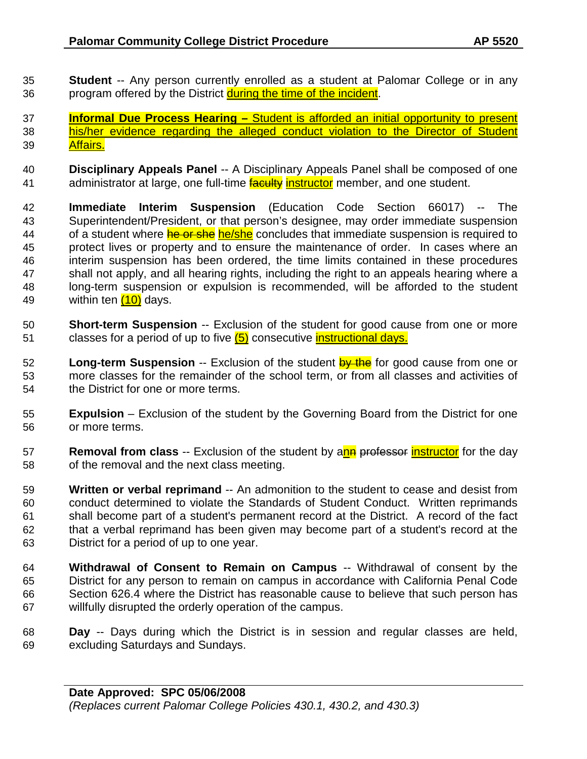**Student** -- Any person currently enrolled as a student at Palomar College or in any program offered by the District during the time of the incident.

**Informal Due Process Hearing –** Student is afforded an initial opportunity to present his/her evidence regarding the alleged conduct violation to the Director of Student Affairs.

**Disciplinary Appeals Panel** -- A Disciplinary Appeals Panel shall be composed of one administrator at large, one full-time ~~faculty~~ instructor member, and one student.

**Immediate Interim Suspension** (Education Code Section 66017) -- The Superintendent/President, or that person's designee, may order immediate suspension of a student where ~~he or she~~ he/she concludes that immediate suspension is required to protect lives or property and to ensure the maintenance of order. In cases where an interim suspension has been ordered, the time limits contained in these procedures shall not apply, and all hearing rights, including the right to an appeals hearing where a long-term suspension or expulsion is recommended, will be afforded to the student within ten (10) days.

**Short-term Suspension** -- Exclusion of the student for good cause from one or more classes for a period of up to five (5) consecutive instructional days.

**Long-term Suspension** -- Exclusion of the student ~~by the~~ for good cause from one or more classes for the remainder of the school term, or from all classes and activities of the District for one or more terms.

**Expulsion** – Exclusion of the student by the Governing Board from the District for one or more terms.

**Removal from class** -- Exclusion of the student by an~~n~~ ~~professor~~ instructor for the day of the removal and the next class meeting.

**Written or verbal reprimand** -- An admonition to the student to cease and desist from conduct determined to violate the Standards of Student Conduct. Written reprimands shall become part of a student's permanent record at the District. A record of the fact that a verbal reprimand has been given may become part of a student's record at the District for a period of up to one year.

**Withdrawal of Consent to Remain on Campus** -- Withdrawal of consent by the District for any person to remain on campus in accordance with California Penal Code Section 626.4 where the District has reasonable cause to believe that such person has willfully disrupted the orderly operation of the campus.

**Day** -- Days during which the District is in session and regular classes are held, excluding Saturdays and Sundays.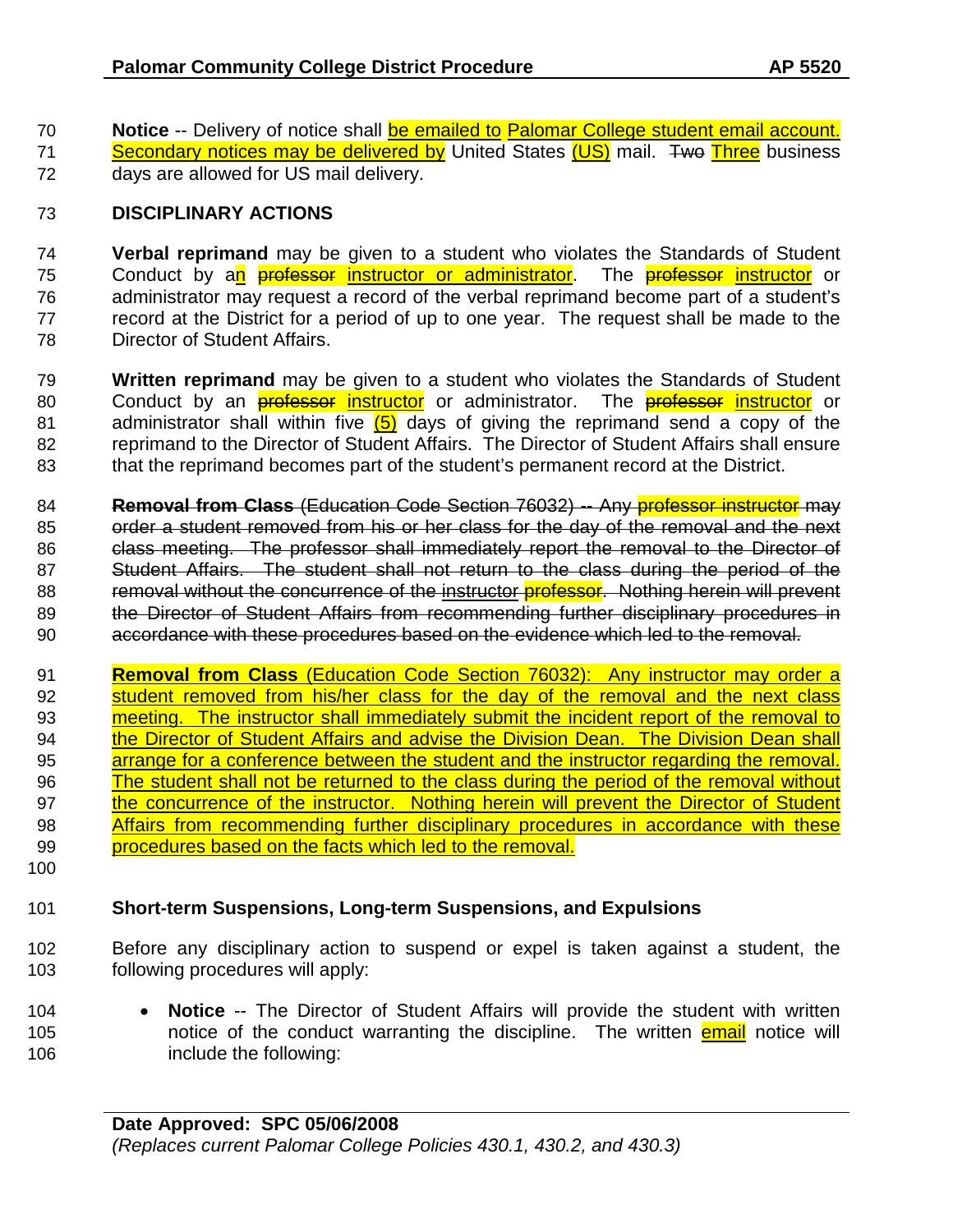**Notice** -- Delivery of notice shall be emailed to Palomar College student email account. Secondary notices may be delivered by United States (US) mail. ~~Two~~ Three business days are allowed for US mail delivery.

**DISCIPLINARY ACTIONS**

**Verbal reprimand** may be given to a student who violates the Standards of Student Conduct by an ~~professor~~ instructor or administrator. The ~~professor~~ instructor or administrator may request a record of the verbal reprimand become part of a student's record at the District for a period of up to one year. The request shall be made to the Director of Student Affairs.

**Written reprimand** may be given to a student who violates the Standards of Student Conduct by an ~~professor~~ instructor or administrator. The ~~professor~~ instructor or administrator shall within five (5) days of giving the reprimand send a copy of the reprimand to the Director of Student Affairs. The Director of Student Affairs shall ensure that the reprimand becomes part of the student's permanent record at the District.

~~**Removal from Class** (Education Code Section 76032) -- Any professor instructor may order a student removed from his or her class for the day of the removal and the next class meeting. The professor shall immediately report the removal to the Director of Student Affairs. The student shall not return to the class during the period of the removal without the concurrence of the~~ instructor ~~professor. Nothing herein will prevent the Director of Student Affairs from recommending further disciplinary procedures in accordance with these procedures based on the evidence which led to the removal.~~

**Removal from Class** (Education Code Section 76032): Any instructor may order a student removed from his/her class for the day of the removal and the next class meeting. The instructor shall immediately submit the incident report of the removal to the Director of Student Affairs and advise the Division Dean. The Division Dean shall arrange for a conference between the student and the instructor regarding the removal. The student shall not be returned to the class during the period of the removal without the concurrence of the instructor. Nothing herein will prevent the Director of Student Affairs from recommending further disciplinary procedures in accordance with these procedures based on the facts which led to the removal.

**Short-term Suspensions, Long-term Suspensions, and Expulsions**

Before any disciplinary action to suspend or expel is taken against a student, the following procedures will apply:

- **Notice** -- The Director of Student Affairs will provide the student with written notice of the conduct warranting the discipline. The written email notice will include the following: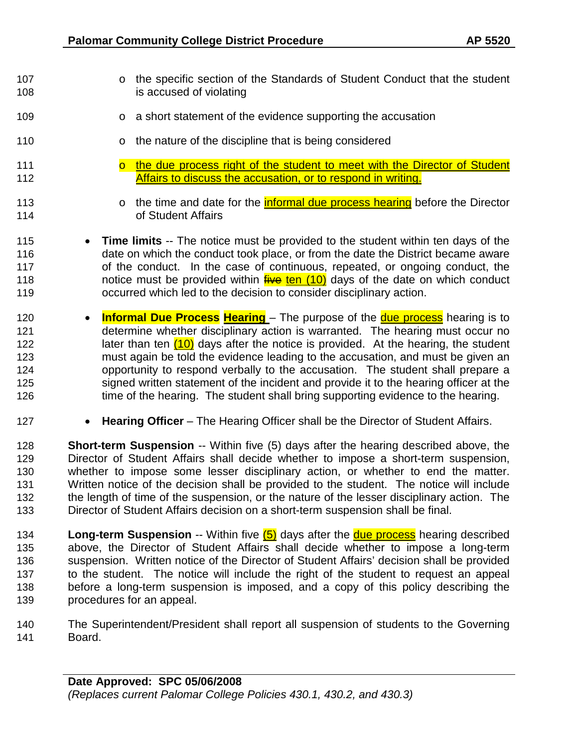- the specific section of the Standards of Student Conduct that the student is accused of violating
- a short statement of the evidence supporting the accusation
- the nature of the discipline that is being considered
- the due process right of the student to meet with the Director of Student Affairs to discuss the accusation, or to respond in writing.
- the time and date for the informal due process hearing before the Director of Student Affairs

- **Time limits** -- The notice must be provided to the student within ten days of the date on which the conduct took place, or from the date the District became aware of the conduct. In the case of continuous, repeated, or ongoing conduct, the notice must be provided within ~~five~~ ten (10) days of the date on which conduct occurred which led to the decision to consider disciplinary action.

- **Informal Due Process Hearing** – The purpose of the due process hearing is to determine whether disciplinary action is warranted. The hearing must occur no later than ten (10) days after the notice is provided. At the hearing, the student must again be told the evidence leading to the accusation, and must be given an opportunity to respond verbally to the accusation. The student shall prepare a signed written statement of the incident and provide it to the hearing officer at the time of the hearing. The student shall bring supporting evidence to the hearing.

- **Hearing Officer** – The Hearing Officer shall be the Director of Student Affairs.

**Short-term Suspension** -- Within five (5) days after the hearing described above, the Director of Student Affairs shall decide whether to impose a short-term suspension, whether to impose some lesser disciplinary action, or whether to end the matter. Written notice of the decision shall be provided to the student. The notice will include the length of time of the suspension, or the nature of the lesser disciplinary action. The Director of Student Affairs decision on a short-term suspension shall be final.

**Long-term Suspension** -- Within five (5) days after the due process hearing described above, the Director of Student Affairs shall decide whether to impose a long-term suspension. Written notice of the Director of Student Affairs' decision shall be provided to the student. The notice will include the right of the student to request an appeal before a long-term suspension is imposed, and a copy of this policy describing the procedures for an appeal.

The Superintendent/President shall report all suspension of students to the Governing Board.

**Date Approved: SPC 05/06/2008**
*(Replaces current Palomar College Policies 430.1, 430.2, and 430.3)*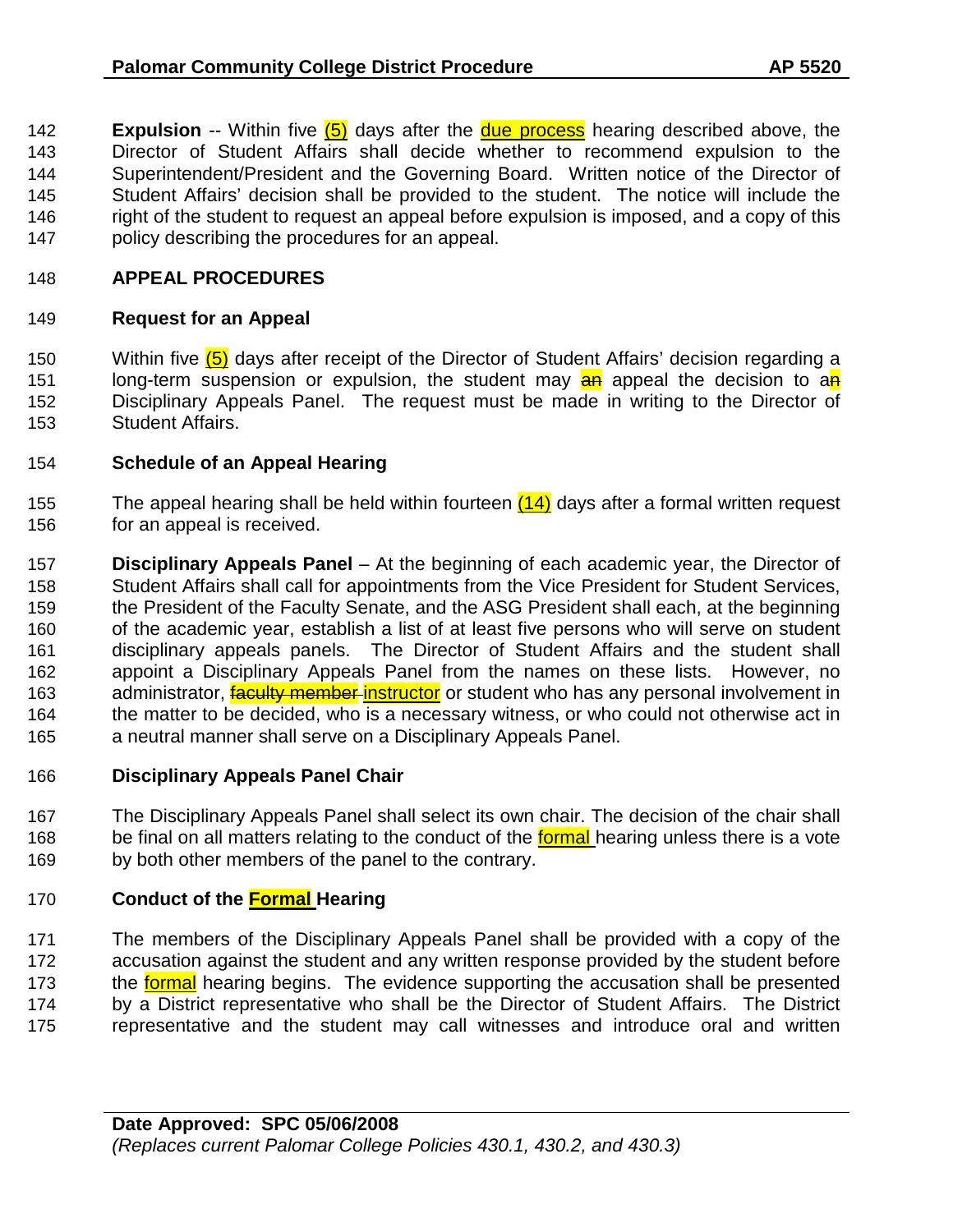**Expulsion** -- Within five (5) days after the due process hearing described above, the Director of Student Affairs shall decide whether to recommend expulsion to the Superintendent/President and the Governing Board. Written notice of the Director of Student Affairs' decision shall be provided to the student. The notice will include the right of the student to request an appeal before expulsion is imposed, and a copy of this policy describing the procedures for an appeal.

**APPEAL PROCEDURES**

**Request for an Appeal**

Within five (5) days after receipt of the Director of Student Affairs' decision regarding a long-term suspension or expulsion, the student may ~~an~~ appeal the decision to a~~n~~ Disciplinary Appeals Panel. The request must be made in writing to the Director of Student Affairs.

**Schedule of an Appeal Hearing**

The appeal hearing shall be held within fourteen (14) days after a formal written request for an appeal is received.

**Disciplinary Appeals Panel** – At the beginning of each academic year, the Director of Student Affairs shall call for appointments from the Vice President for Student Services, the President of the Faculty Senate, and the ASG President shall each, at the beginning of the academic year, establish a list of at least five persons who will serve on student disciplinary appeals panels. The Director of Student Affairs and the student shall appoint a Disciplinary Appeals Panel from the names on these lists. However, no administrator, ~~faculty member~~ instructor or student who has any personal involvement in the matter to be decided, who is a necessary witness, or who could not otherwise act in a neutral manner shall serve on a Disciplinary Appeals Panel.

**Disciplinary Appeals Panel Chair**

The Disciplinary Appeals Panel shall select its own chair. The decision of the chair shall be final on all matters relating to the conduct of the formal hearing unless there is a vote by both other members of the panel to the contrary.

**Conduct of the Formal Hearing**

The members of the Disciplinary Appeals Panel shall be provided with a copy of the accusation against the student and any written response provided by the student before the formal hearing begins. The evidence supporting the accusation shall be presented by a District representative who shall be the Director of Student Affairs. The District representative and the student may call witnesses and introduce oral and written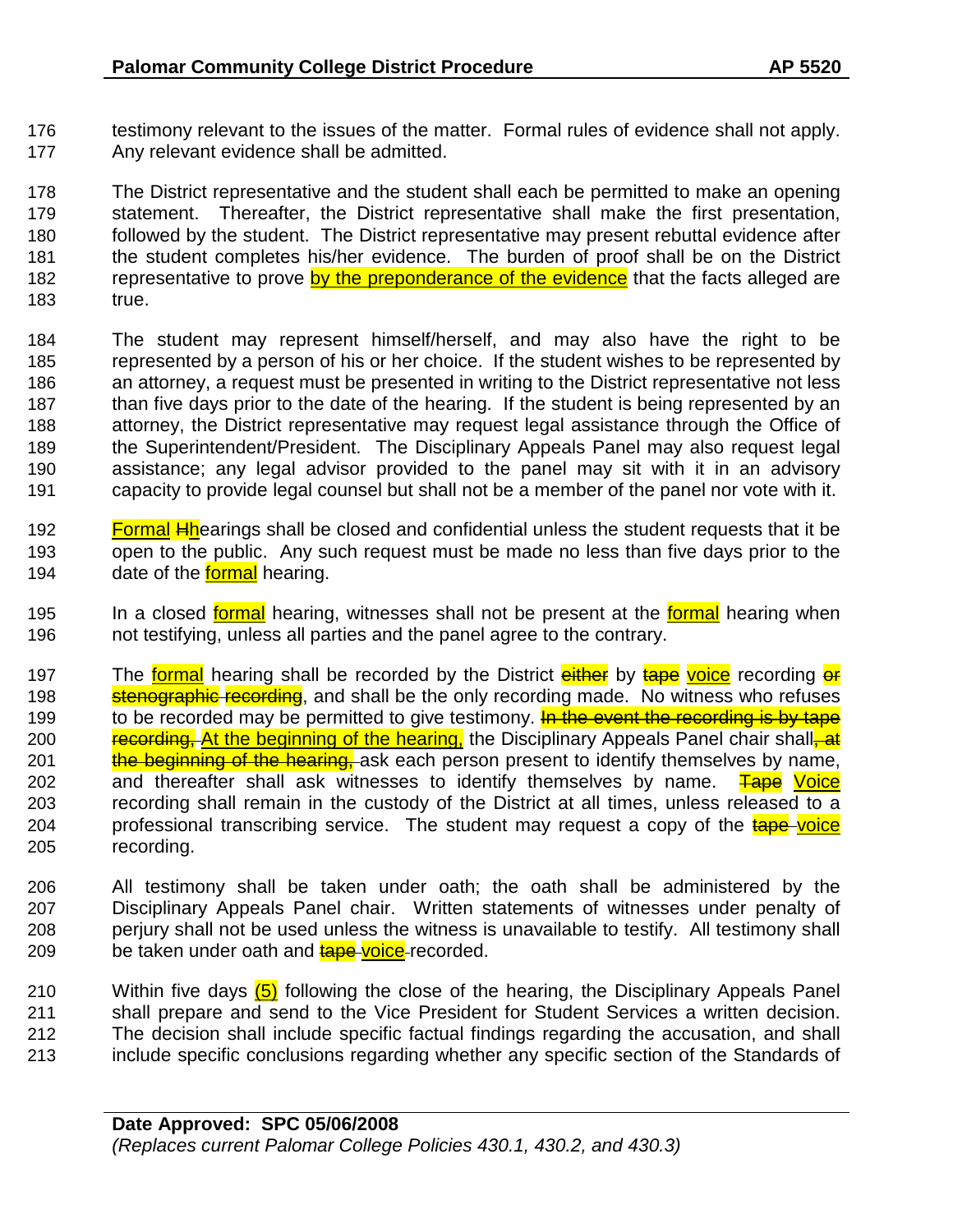testimony relevant to the issues of the matter. Formal rules of evidence shall not apply. Any relevant evidence shall be admitted.

The District representative and the student shall each be permitted to make an opening statement. Thereafter, the District representative shall make the first presentation, followed by the student. The District representative may present rebuttal evidence after the student completes his/her evidence. The burden of proof shall be on the District representative to prove by the preponderance of the evidence that the facts alleged are true.

The student may represent himself/herself, and may also have the right to be represented by a person of his or her choice. If the student wishes to be represented by an attorney, a request must be presented in writing to the District representative not less than five days prior to the date of the hearing. If the student is being represented by an attorney, the District representative may request legal assistance through the Office of the Superintendent/President. The Disciplinary Appeals Panel may also request legal assistance; any legal advisor provided to the panel may sit with it in an advisory capacity to provide legal counsel but shall not be a member of the panel nor vote with it.

Formal ~~H~~hearings shall be closed and confidential unless the student requests that it be open to the public. Any such request must be made no less than five days prior to the date of the formal hearing.

In a closed formal hearing, witnesses shall not be present at the formal hearing when not testifying, unless all parties and the panel agree to the contrary.

The formal hearing shall be recorded by the District ~~either~~ by ~~tape~~ voice recording ~~or stenographic recording~~, and shall be the only recording made. No witness who refuses to be recorded may be permitted to give testimony. ~~In the event the recording is by tape recording,~~ At the beginning of the hearing, the Disciplinary Appeals Panel chair shall~~, at the beginning of the hearing,~~ ask each person present to identify themselves by name, and thereafter shall ask witnesses to identify themselves by name. ~~Tape~~ Voice recording shall remain in the custody of the District at all times, unless released to a professional transcribing service. The student may request a copy of the ~~tape~~ voice recording.

All testimony shall be taken under oath; the oath shall be administered by the Disciplinary Appeals Panel chair. Written statements of witnesses under penalty of perjury shall not be used unless the witness is unavailable to testify. All testimony shall be taken under oath and ~~tape~~ voice-recorded.

Within five days (5) following the close of the hearing, the Disciplinary Appeals Panel shall prepare and send to the Vice President for Student Services a written decision. The decision shall include specific factual findings regarding the accusation, and shall include specific conclusions regarding whether any specific section of the Standards of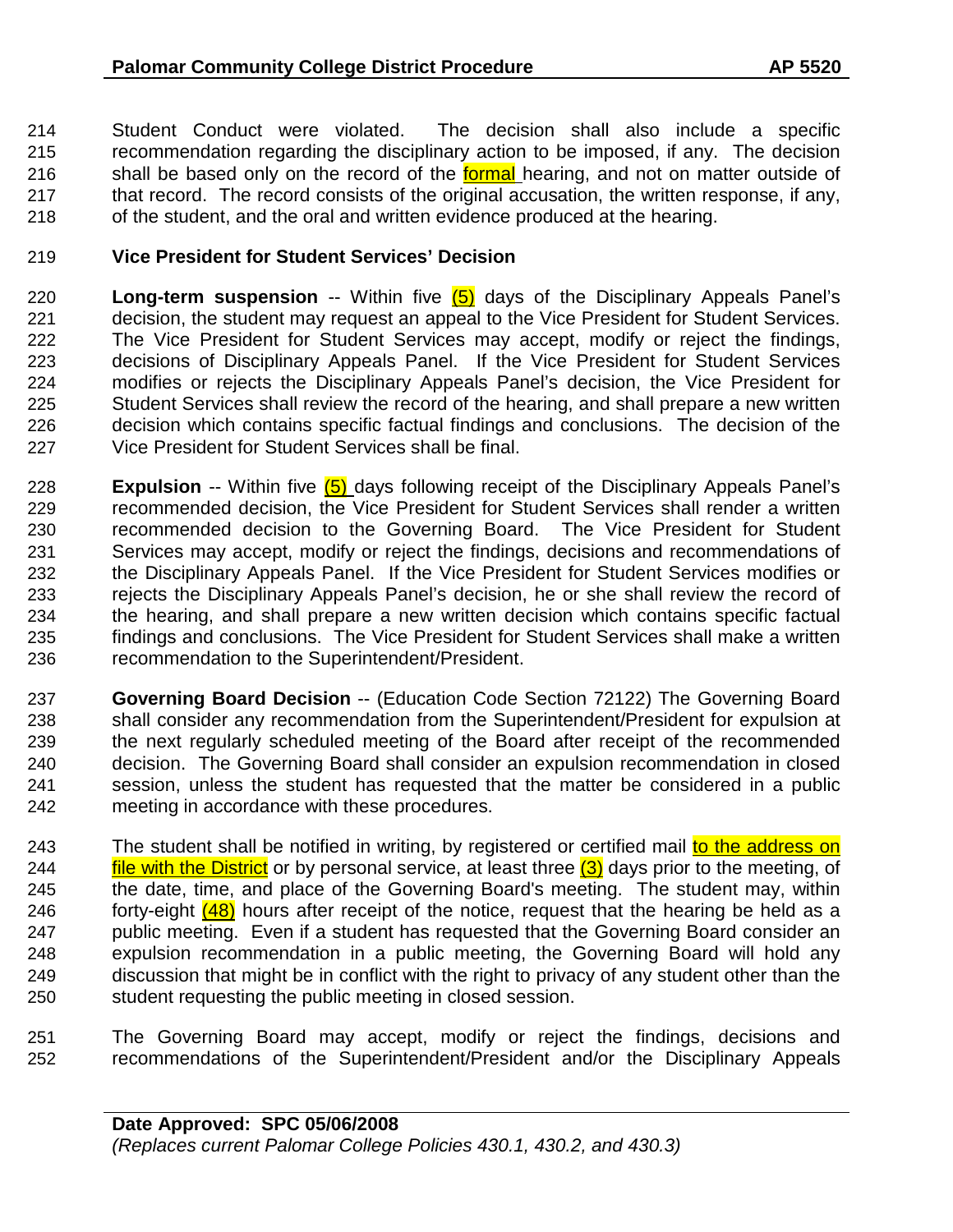Student Conduct were violated. The decision shall also include a specific recommendation regarding the disciplinary action to be imposed, if any. The decision shall be based only on the record of the formal hearing, and not on matter outside of that record. The record consists of the original accusation, the written response, if any, of the student, and the oral and written evidence produced at the hearing.

**Vice President for Student Services' Decision**

**Long-term suspension** -- Within five (5) days of the Disciplinary Appeals Panel's decision, the student may request an appeal to the Vice President for Student Services. The Vice President for Student Services may accept, modify or reject the findings, decisions of Disciplinary Appeals Panel. If the Vice President for Student Services modifies or rejects the Disciplinary Appeals Panel's decision, the Vice President for Student Services shall review the record of the hearing, and shall prepare a new written decision which contains specific factual findings and conclusions. The decision of the Vice President for Student Services shall be final.

**Expulsion** -- Within five (5) days following receipt of the Disciplinary Appeals Panel's recommended decision, the Vice President for Student Services shall render a written recommended decision to the Governing Board. The Vice President for Student Services may accept, modify or reject the findings, decisions and recommendations of the Disciplinary Appeals Panel. If the Vice President for Student Services modifies or rejects the Disciplinary Appeals Panel's decision, he or she shall review the record of the hearing, and shall prepare a new written decision which contains specific factual findings and conclusions. The Vice President for Student Services shall make a written recommendation to the Superintendent/President.

**Governing Board Decision** -- (Education Code Section 72122) The Governing Board shall consider any recommendation from the Superintendent/President for expulsion at the next regularly scheduled meeting of the Board after receipt of the recommended decision. The Governing Board shall consider an expulsion recommendation in closed session, unless the student has requested that the matter be considered in a public meeting in accordance with these procedures.

The student shall be notified in writing, by registered or certified mail to the address on file with the District or by personal service, at least three (3) days prior to the meeting, of the date, time, and place of the Governing Board's meeting. The student may, within forty-eight (48) hours after receipt of the notice, request that the hearing be held as a public meeting. Even if a student has requested that the Governing Board consider an expulsion recommendation in a public meeting, the Governing Board will hold any discussion that might be in conflict with the right to privacy of any student other than the student requesting the public meeting in closed session.

The Governing Board may accept, modify or reject the findings, decisions and recommendations of the Superintendent/President and/or the Disciplinary Appeals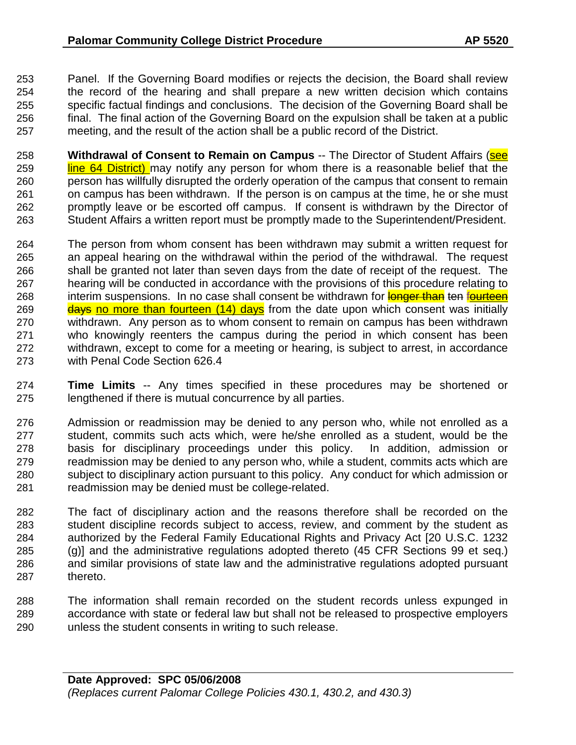Panel. If the Governing Board modifies or rejects the decision, the Board shall review the record of the hearing and shall prepare a new written decision which contains specific factual findings and conclusions. The decision of the Governing Board shall be final. The final action of the Governing Board on the expulsion shall be taken at a public meeting, and the result of the action shall be a public record of the District.

**Withdrawal of Consent to Remain on Campus** -- The Director of Student Affairs (see line 64 District) may notify any person for whom there is a reasonable belief that the person has willfully disrupted the orderly operation of the campus that consent to remain on campus has been withdrawn. If the person is on campus at the time, he or she must promptly leave or be escorted off campus. If consent is withdrawn by the Director of Student Affairs a written report must be promptly made to the Superintendent/President.

The person from whom consent has been withdrawn may submit a written request for an appeal hearing on the withdrawal within the period of the withdrawal. The request shall be granted not later than seven days from the date of receipt of the request. The hearing will be conducted in accordance with the provisions of this procedure relating to interim suspensions. In no case shall consent be withdrawn for ~~longer than~~ ~~ten~~ ~~fourteen days~~ no more than fourteen (14) days from the date upon which consent was initially withdrawn. Any person as to whom consent to remain on campus has been withdrawn who knowingly reenters the campus during the period in which consent has been withdrawn, except to come for a meeting or hearing, is subject to arrest, in accordance with Penal Code Section 626.4

**Time Limits** -- Any times specified in these procedures may be shortened or lengthened if there is mutual concurrence by all parties.

Admission or readmission may be denied to any person who, while not enrolled as a student, commits such acts which, were he/she enrolled as a student, would be the basis for disciplinary proceedings under this policy. In addition, admission or readmission may be denied to any person who, while a student, commits acts which are subject to disciplinary action pursuant to this policy. Any conduct for which admission or readmission may be denied must be college-related.

The fact of disciplinary action and the reasons therefore shall be recorded on the student discipline records subject to access, review, and comment by the student as authorized by the Federal Family Educational Rights and Privacy Act [20 U.S.C. 1232 (g)] and the administrative regulations adopted thereto (45 CFR Sections 99 et seq.) and similar provisions of state law and the administrative regulations adopted pursuant thereto.

The information shall remain recorded on the student records unless expunged in accordance with state or federal law but shall not be released to prospective employers unless the student consents in writing to such release.

**Date Approved: SPC 05/06/2008**
*(Replaces current Palomar College Policies 430.1, 430.2, and 430.3)*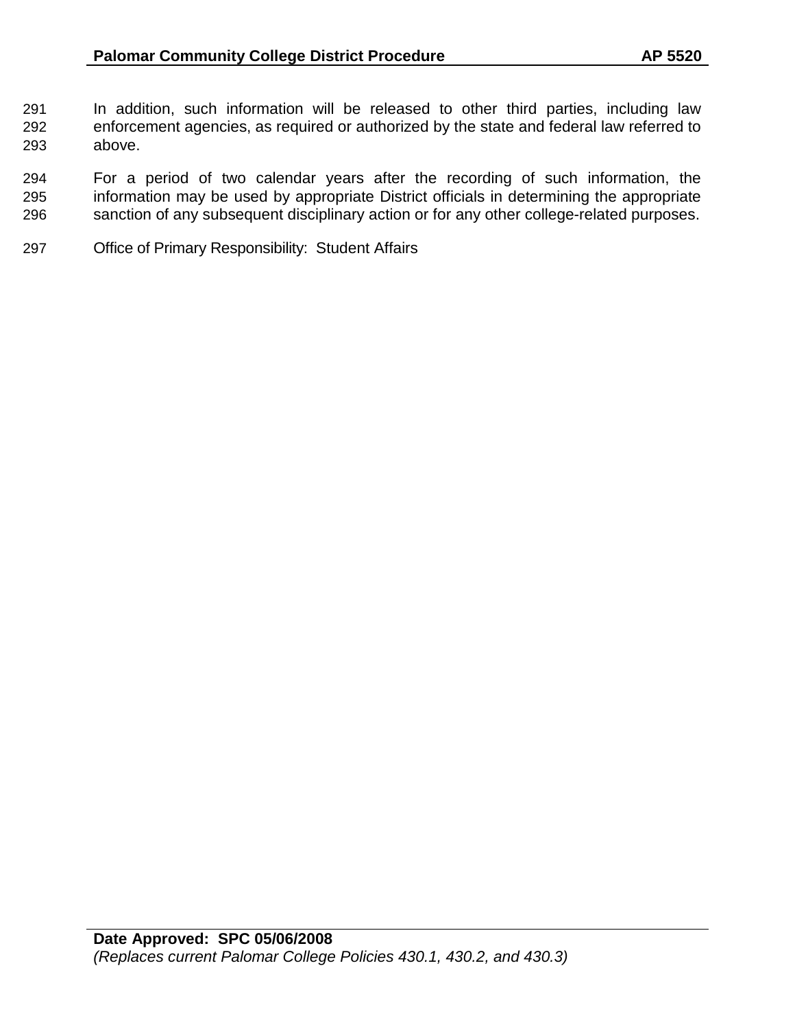In addition, such information will be released to other third parties, including law enforcement agencies, as required or authorized by the state and federal law referred to above.

For a period of two calendar years after the recording of such information, the information may be used by appropriate District officials in determining the appropriate sanction of any subsequent disciplinary action or for any other college-related purposes.

Office of Primary Responsibility: Student Affairs

**Date Approved: SPC 05/06/2008**
*(Replaces current Palomar College Policies 430.1, 430.2, and 430.3)*